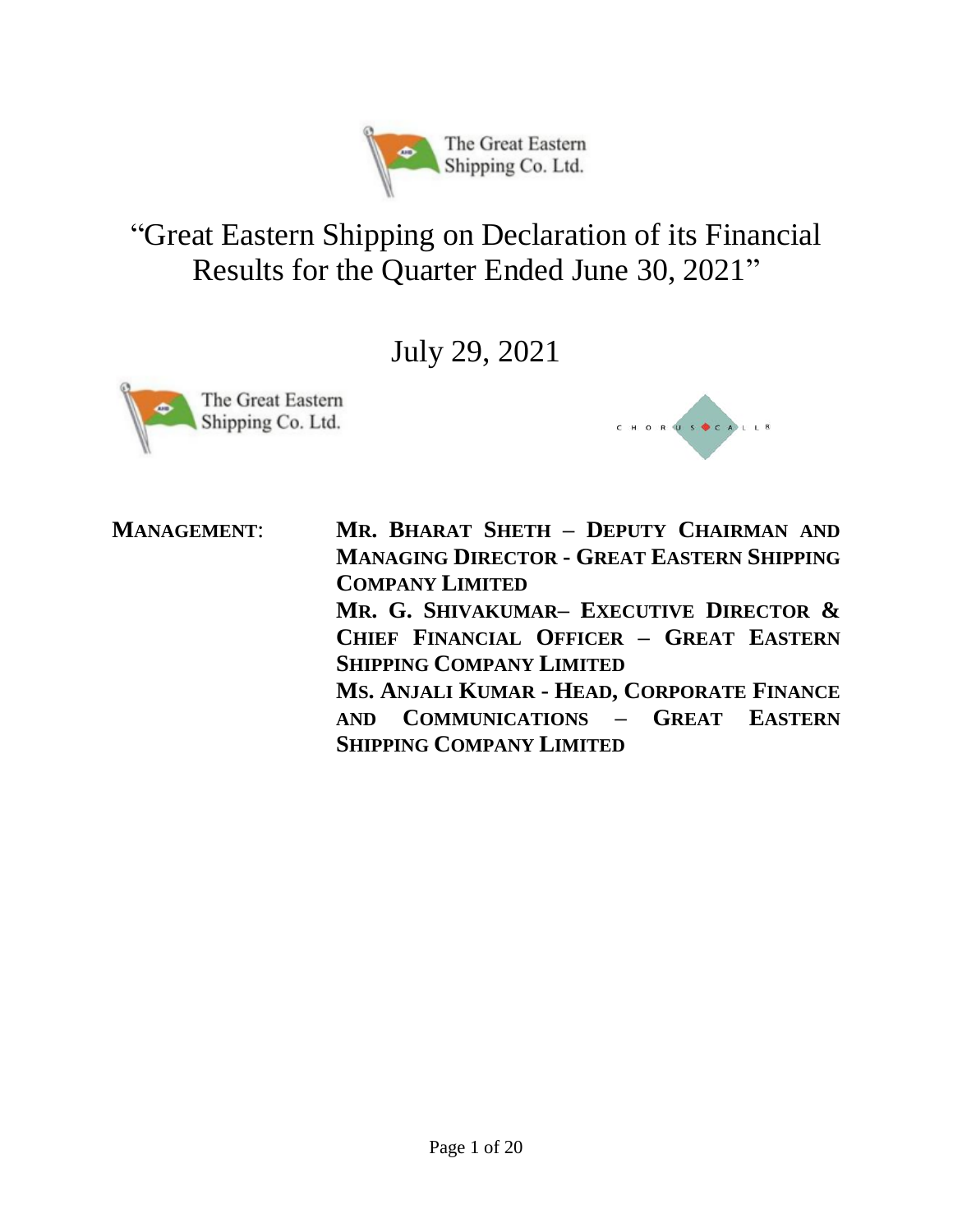# "Great Eastern Shipping on Declaration of its Financial Results for the Quarter Ended June 30, 2021"

July 29, 2021

**MANAGEMENT**: **MR. BHARAT SHETH – DEPUTY CHAIRMAN AND MANAGING DIRECTOR - GREAT EASTERN SHIPPING COMPANY LIMITED**

**MR. G. SHIVAKUMAR– EXECUTIVE DIRECTOR & CHIEF FINANCIAL OFFICER – GREAT EASTERN SHIPPING COMPANY LIMITED**

**MS. ANJALI KUMAR - HEAD, CORPORATE FINANCE AND COMMUNICATIONS – GREAT EASTERN SHIPPING COMPANY LIMITED**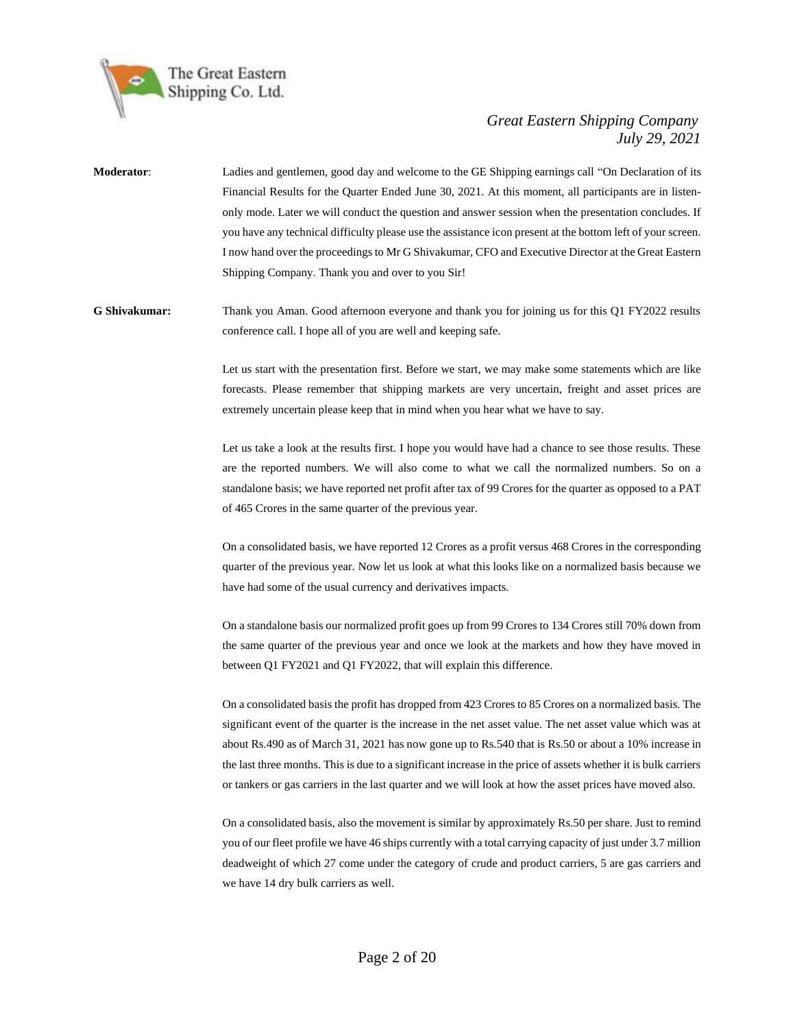**Moderator**: Ladies and gentlemen, good day and welcome to the GE Shipping earnings call "On Declaration of its Financial Results for the Quarter Ended June 30, 2021. At this moment, all participants are in listen-only mode. Later we will conduct the question and answer session when the presentation concludes. If you have any technical difficulty please use the assistance icon present at the bottom left of your screen. I now hand over the proceedings to Mr G Shivakumar, CFO and Executive Director at the Great Eastern Shipping Company. Thank you and over to you Sir!

**G Shivakumar:** Thank you Aman. Good afternoon everyone and thank you for joining us for this Q1 FY2022 results conference call. I hope all of you are well and keeping safe.

Let us start with the presentation first. Before we start, we may make some statements which are like forecasts. Please remember that shipping markets are very uncertain, freight and asset prices are extremely uncertain please keep that in mind when you hear what we have to say.

Let us take a look at the results first. I hope you would have had a chance to see those results. These are the reported numbers. We will also come to what we call the normalized numbers. So on a standalone basis; we have reported net profit after tax of 99 Crores for the quarter as opposed to a PAT of 465 Crores in the same quarter of the previous year.

On a consolidated basis, we have reported 12 Crores as a profit versus 468 Crores in the corresponding quarter of the previous year. Now let us look at what this looks like on a normalized basis because we have had some of the usual currency and derivatives impacts.

On a standalone basis our normalized profit goes up from 99 Crores to 134 Crores still 70% down from the same quarter of the previous year and once we look at the markets and how they have moved in between Q1 FY2021 and Q1 FY2022, that will explain this difference.

On a consolidated basis the profit has dropped from 423 Crores to 85 Crores on a normalized basis. The significant event of the quarter is the increase in the net asset value. The net asset value which was at about Rs.490 as of March 31, 2021 has now gone up to Rs.540 that is Rs.50 or about a 10% increase in the last three months. This is due to a significant increase in the price of assets whether it is bulk carriers or tankers or gas carriers in the last quarter and we will look at how the asset prices have moved also.

On a consolidated basis, also the movement is similar by approximately Rs.50 per share. Just to remind you of our fleet profile we have 46 ships currently with a total carrying capacity of just under 3.7 million deadweight of which 27 come under the category of crude and product carriers, 5 are gas carriers and we have 14 dry bulk carriers as well.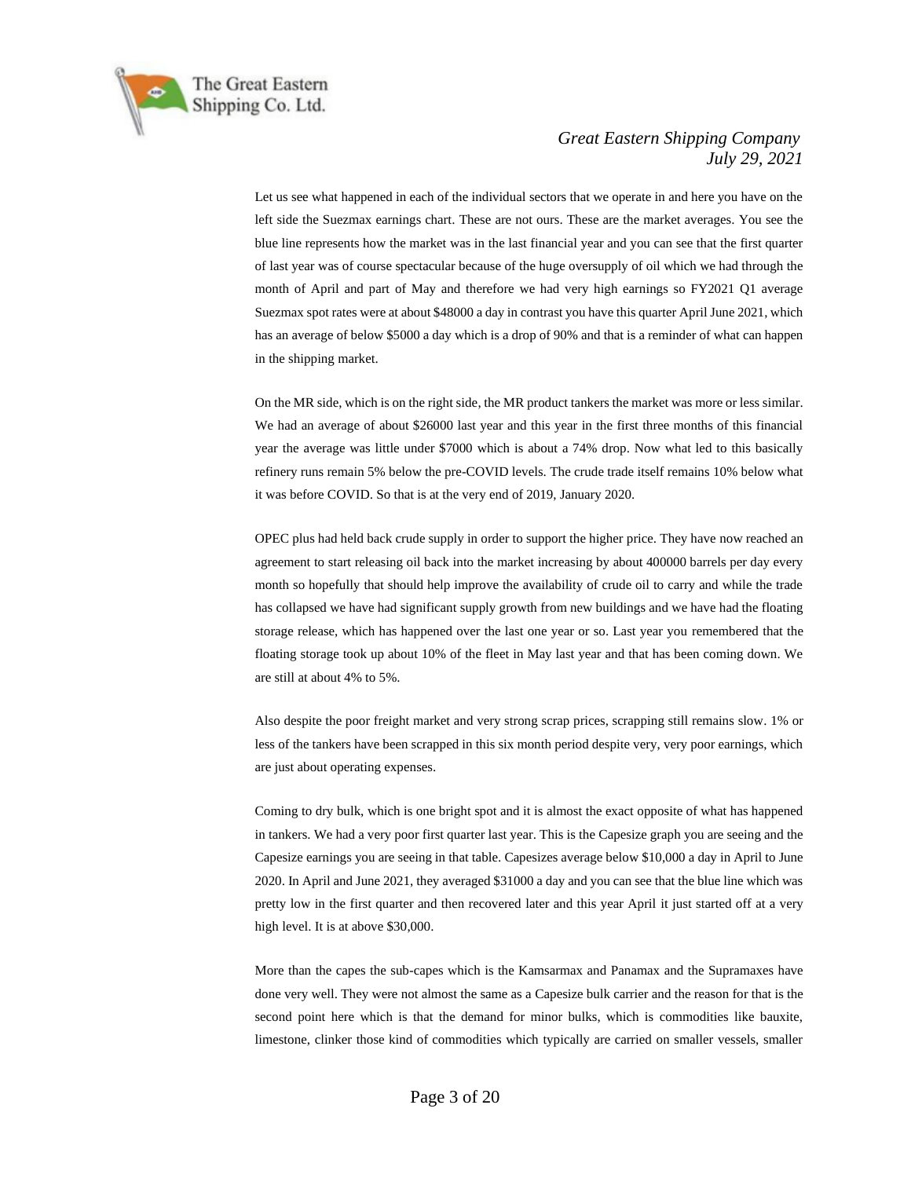Let us see what happened in each of the individual sectors that we operate in and here you have on the left side the Suezmax earnings chart. These are not ours. These are the market averages. You see the blue line represents how the market was in the last financial year and you can see that the first quarter of last year was of course spectacular because of the huge oversupply of oil which we had through the month of April and part of May and therefore we had very high earnings so FY2021 Q1 average Suezmax spot rates were at about $48000 a day in contrast you have this quarter April June 2021, which has an average of below $5000 a day which is a drop of 90% and that is a reminder of what can happen in the shipping market.

On the MR side, which is on the right side, the MR product tankers the market was more or less similar. We had an average of about $26000 last year and this year in the first three months of this financial year the average was little under $7000 which is about a 74% drop. Now what led to this basically refinery runs remain 5% below the pre-COVID levels. The crude trade itself remains 10% below what it was before COVID. So that is at the very end of 2019, January 2020.

OPEC plus had held back crude supply in order to support the higher price. They have now reached an agreement to start releasing oil back into the market increasing by about 400000 barrels per day every month so hopefully that should help improve the availability of crude oil to carry and while the trade has collapsed we have had significant supply growth from new buildings and we have had the floating storage release, which has happened over the last one year or so. Last year you remembered that the floating storage took up about 10% of the fleet in May last year and that has been coming down. We are still at about 4% to 5%.

Also despite the poor freight market and very strong scrap prices, scrapping still remains slow. 1% or less of the tankers have been scrapped in this six month period despite very, very poor earnings, which are just about operating expenses.

Coming to dry bulk, which is one bright spot and it is almost the exact opposite of what has happened in tankers. We had a very poor first quarter last year. This is the Capesize graph you are seeing and the Capesize earnings you are seeing in that table. Capesizes average below $10,000 a day in April to June 2020. In April and June 2021, they averaged $31000 a day and you can see that the blue line which was pretty low in the first quarter and then recovered later and this year April it just started off at a very high level. It is at above $30,000.

More than the capes the sub-capes which is the Kamsarmax and Panamax and the Supramaxes have done very well. They were not almost the same as a Capesize bulk carrier and the reason for that is the second point here which is that the demand for minor bulks, which is commodities like bauxite, limestone, clinker those kind of commodities which typically are carried on smaller vessels, smaller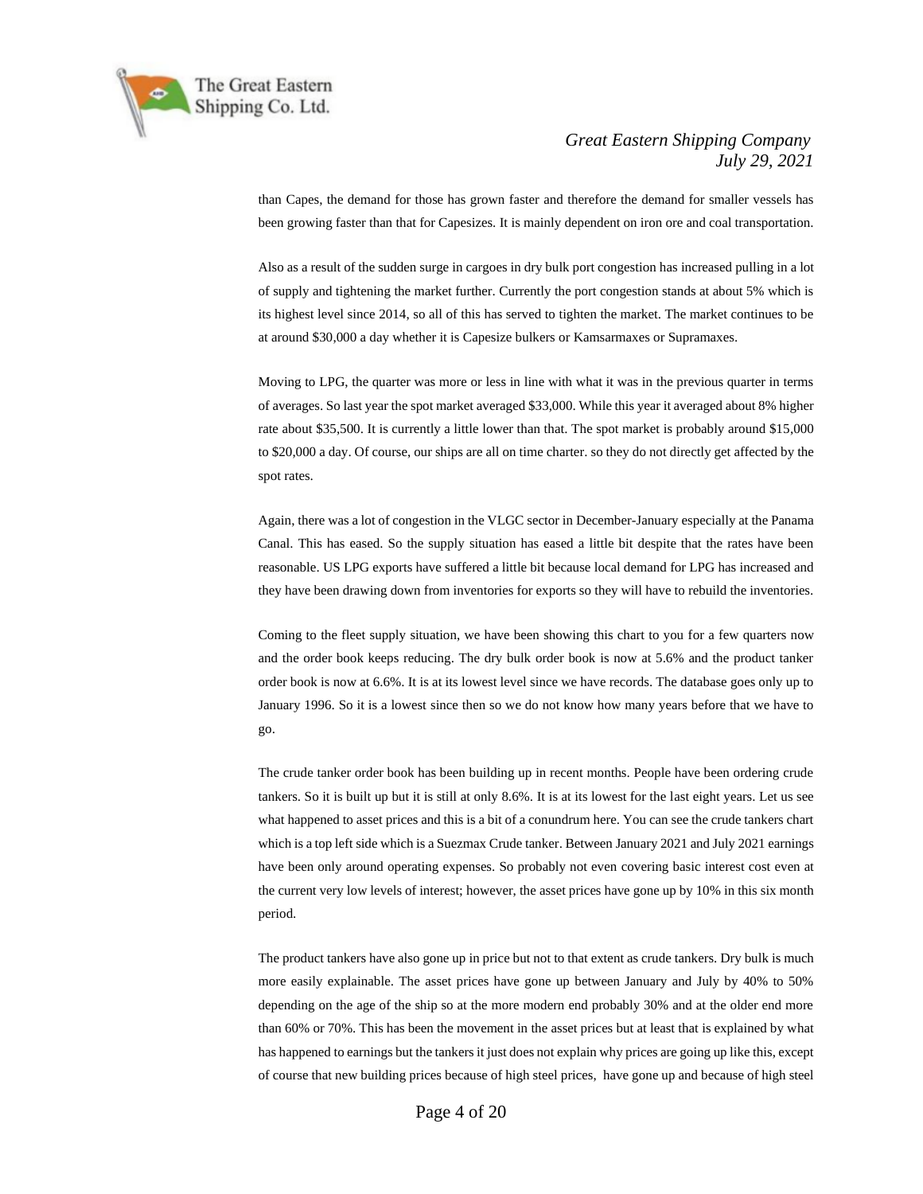than Capes, the demand for those has grown faster and therefore the demand for smaller vessels has been growing faster than that for Capesizes. It is mainly dependent on iron ore and coal transportation.

Also as a result of the sudden surge in cargoes in dry bulk port congestion has increased pulling in a lot of supply and tightening the market further. Currently the port congestion stands at about 5% which is its highest level since 2014, so all of this has served to tighten the market. The market continues to be at around $30,000 a day whether it is Capesize bulkers or Kamsarmaxes or Supramaxes.

Moving to LPG, the quarter was more or less in line with what it was in the previous quarter in terms of averages. So last year the spot market averaged $33,000. While this year it averaged about 8% higher rate about $35,500. It is currently a little lower than that. The spot market is probably around $15,000 to $20,000 a day. Of course, our ships are all on time charter. so they do not directly get affected by the spot rates.

Again, there was a lot of congestion in the VLGC sector in December-January especially at the Panama Canal. This has eased. So the supply situation has eased a little bit despite that the rates have been reasonable. US LPG exports have suffered a little bit because local demand for LPG has increased and they have been drawing down from inventories for exports so they will have to rebuild the inventories.

Coming to the fleet supply situation, we have been showing this chart to you for a few quarters now and the order book keeps reducing. The dry bulk order book is now at 5.6% and the product tanker order book is now at 6.6%. It is at its lowest level since we have records. The database goes only up to January 1996. So it is a lowest since then so we do not know how many years before that we have to go.

The crude tanker order book has been building up in recent months. People have been ordering crude tankers. So it is built up but it is still at only 8.6%. It is at its lowest for the last eight years. Let us see what happened to asset prices and this is a bit of a conundrum here. You can see the crude tankers chart which is a top left side which is a Suezmax Crude tanker. Between January 2021 and July 2021 earnings have been only around operating expenses. So probably not even covering basic interest cost even at the current very low levels of interest; however, the asset prices have gone up by 10% in this six month period.

The product tankers have also gone up in price but not to that extent as crude tankers. Dry bulk is much more easily explainable. The asset prices have gone up between January and July by 40% to 50% depending on the age of the ship so at the more modern end probably 30% and at the older end more than 60% or 70%. This has been the movement in the asset prices but at least that is explained by what has happened to earnings but the tankers it just does not explain why prices are going up like this, except of course that new building prices because of high steel prices, have gone up and because of high steel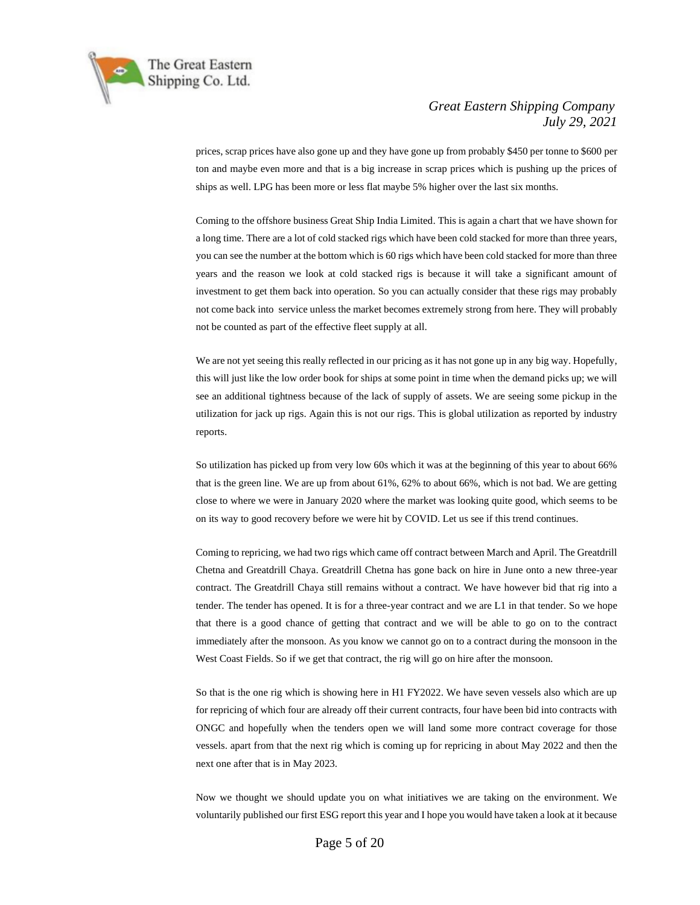prices, scrap prices have also gone up and they have gone up from probably $450 per tonne to $600 per ton and maybe even more and that is a big increase in scrap prices which is pushing up the prices of ships as well. LPG has been more or less flat maybe 5% higher over the last six months.

Coming to the offshore business Great Ship India Limited. This is again a chart that we have shown for a long time. There are a lot of cold stacked rigs which have been cold stacked for more than three years, you can see the number at the bottom which is 60 rigs which have been cold stacked for more than three years and the reason we look at cold stacked rigs is because it will take a significant amount of investment to get them back into operation. So you can actually consider that these rigs may probably not come back into service unless the market becomes extremely strong from here. They will probably not be counted as part of the effective fleet supply at all.

We are not yet seeing this really reflected in our pricing as it has not gone up in any big way. Hopefully, this will just like the low order book for ships at some point in time when the demand picks up; we will see an additional tightness because of the lack of supply of assets. We are seeing some pickup in the utilization for jack up rigs. Again this is not our rigs. This is global utilization as reported by industry reports.

So utilization has picked up from very low 60s which it was at the beginning of this year to about 66% that is the green line. We are up from about 61%, 62% to about 66%, which is not bad. We are getting close to where we were in January 2020 where the market was looking quite good, which seems to be on its way to good recovery before we were hit by COVID. Let us see if this trend continues.

Coming to repricing, we had two rigs which came off contract between March and April. The Greatdrill Chetna and Greatdrill Chaya. Greatdrill Chetna has gone back on hire in June onto a new three-year contract. The Greatdrill Chaya still remains without a contract. We have however bid that rig into a tender. The tender has opened. It is for a three-year contract and we are L1 in that tender. So we hope that there is a good chance of getting that contract and we will be able to go on to the contract immediately after the monsoon. As you know we cannot go on to a contract during the monsoon in the West Coast Fields. So if we get that contract, the rig will go on hire after the monsoon.

So that is the one rig which is showing here in H1 FY2022. We have seven vessels also which are up for repricing of which four are already off their current contracts, four have been bid into contracts with ONGC and hopefully when the tenders open we will land some more contract coverage for those vessels. apart from that the next rig which is coming up for repricing in about May 2022 and then the next one after that is in May 2023.

Now we thought we should update you on what initiatives we are taking on the environment. We voluntarily published our first ESG report this year and I hope you would have taken a look at it because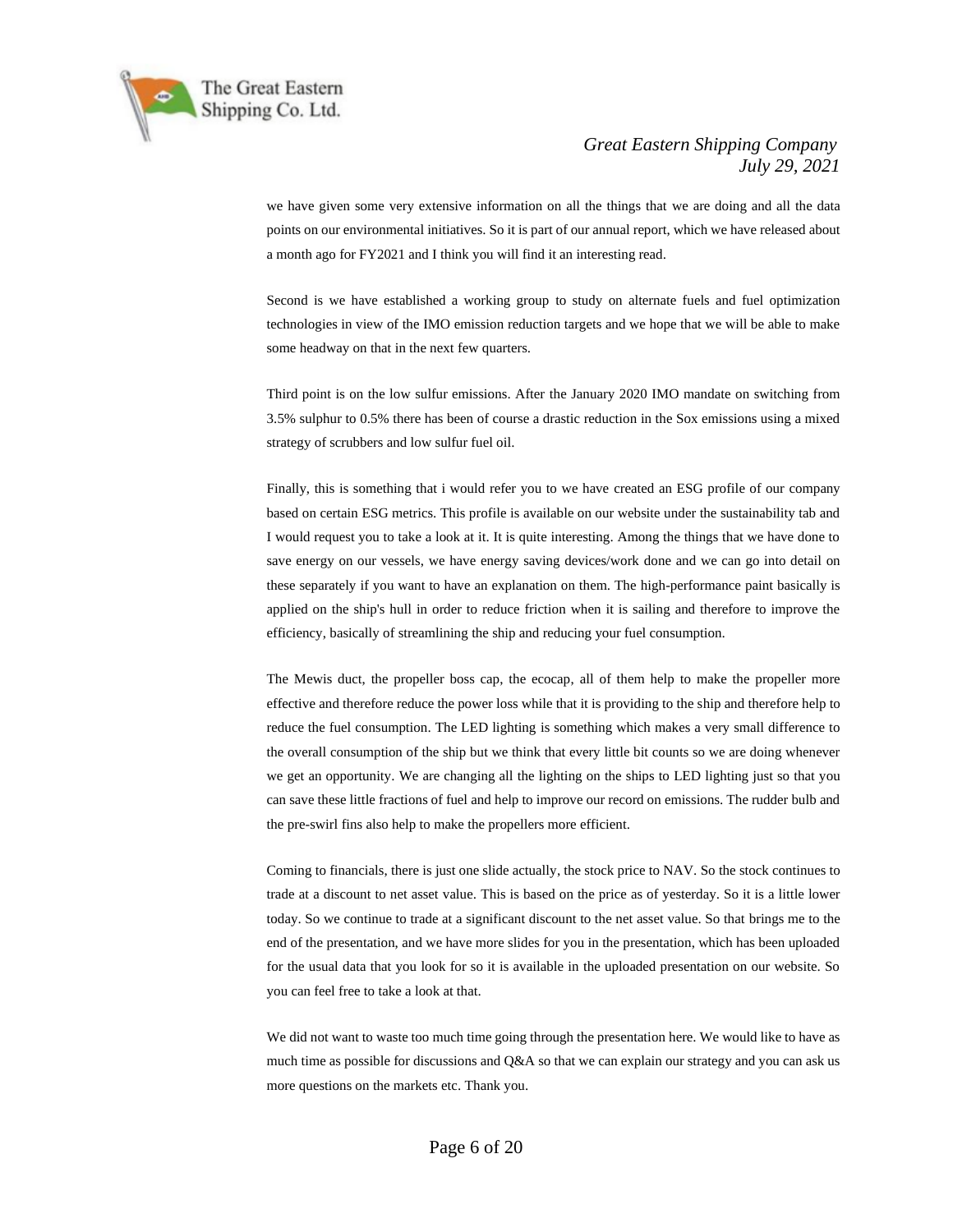we have given some very extensive information on all the things that we are doing and all the data points on our environmental initiatives. So it is part of our annual report, which we have released about a month ago for FY2021 and I think you will find it an interesting read.

Second is we have established a working group to study on alternate fuels and fuel optimization technologies in view of the IMO emission reduction targets and we hope that we will be able to make some headway on that in the next few quarters.

Third point is on the low sulfur emissions. After the January 2020 IMO mandate on switching from 3.5% sulphur to 0.5% there has been of course a drastic reduction in the Sox emissions using a mixed strategy of scrubbers and low sulfur fuel oil.

Finally, this is something that i would refer you to we have created an ESG profile of our company based on certain ESG metrics. This profile is available on our website under the sustainability tab and I would request you to take a look at it. It is quite interesting. Among the things that we have done to save energy on our vessels, we have energy saving devices/work done and we can go into detail on these separately if you want to have an explanation on them. The high-performance paint basically is applied on the ship's hull in order to reduce friction when it is sailing and therefore to improve the efficiency, basically of streamlining the ship and reducing your fuel consumption.

The Mewis duct, the propeller boss cap, the ecocap, all of them help to make the propeller more effective and therefore reduce the power loss while that it is providing to the ship and therefore help to reduce the fuel consumption. The LED lighting is something which makes a very small difference to the overall consumption of the ship but we think that every little bit counts so we are doing whenever we get an opportunity. We are changing all the lighting on the ships to LED lighting just so that you can save these little fractions of fuel and help to improve our record on emissions. The rudder bulb and the pre-swirl fins also help to make the propellers more efficient.

Coming to financials, there is just one slide actually, the stock price to NAV. So the stock continues to trade at a discount to net asset value. This is based on the price as of yesterday. So it is a little lower today. So we continue to trade at a significant discount to the net asset value. So that brings me to the end of the presentation, and we have more slides for you in the presentation, which has been uploaded for the usual data that you look for so it is available in the uploaded presentation on our website. So you can feel free to take a look at that.

We did not want to waste too much time going through the presentation here. We would like to have as much time as possible for discussions and Q&A so that we can explain our strategy and you can ask us more questions on the markets etc. Thank you.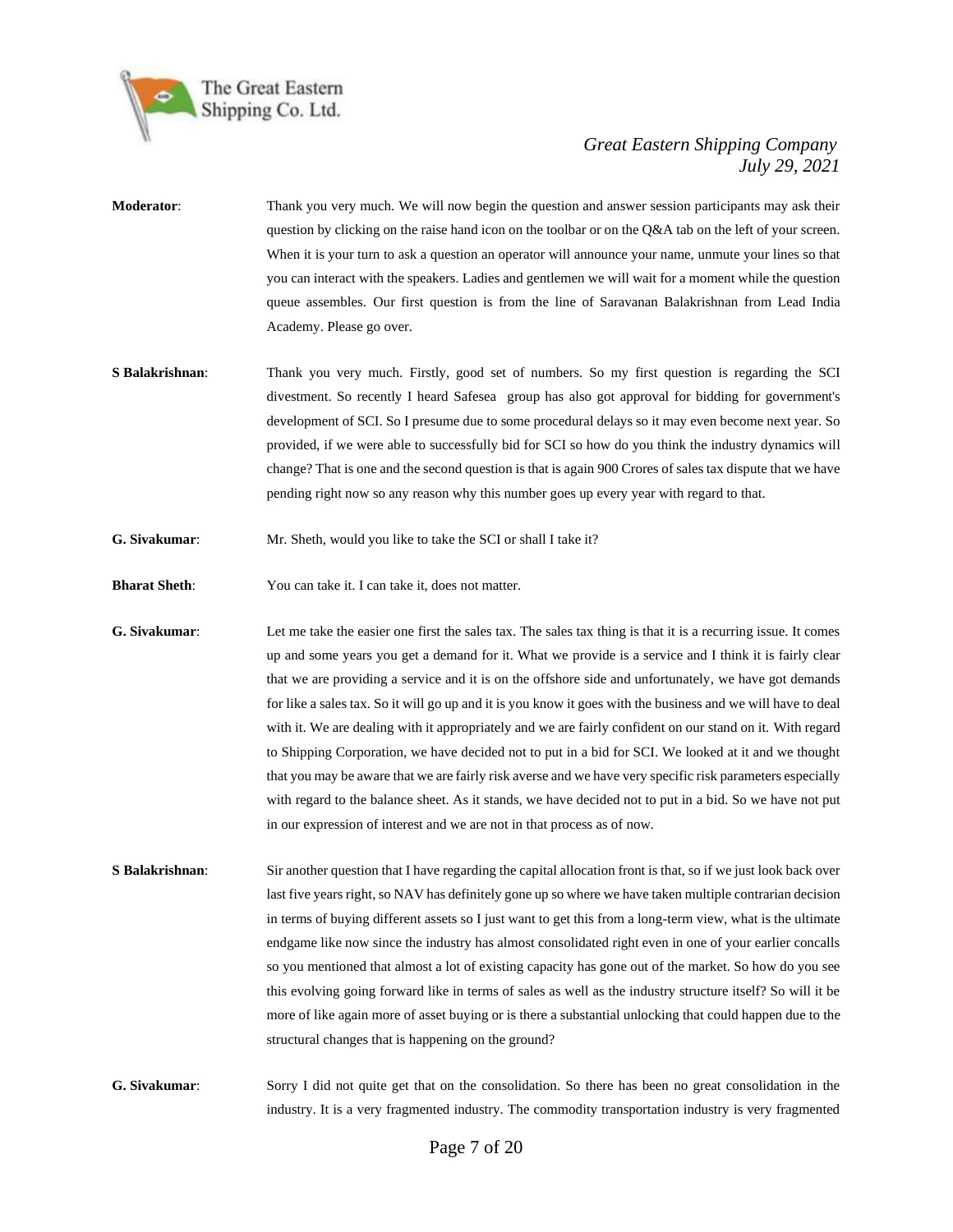**Moderator**: Thank you very much. We will now begin the question and answer session participants may ask their question by clicking on the raise hand icon on the toolbar or on the Q&A tab on the left of your screen. When it is your turn to ask a question an operator will announce your name, unmute your lines so that you can interact with the speakers. Ladies and gentlemen we will wait for a moment while the question queue assembles. Our first question is from the line of Saravanan Balakrishnan from Lead India Academy. Please go over.

**S Balakrishnan**: Thank you very much. Firstly, good set of numbers. So my first question is regarding the SCI divestment. So recently I heard Safesea group has also got approval for bidding for government's development of SCI. So I presume due to some procedural delays so it may even become next year. So provided, if we were able to successfully bid for SCI so how do you think the industry dynamics will change? That is one and the second question is that is again 900 Crores of sales tax dispute that we have pending right now so any reason why this number goes up every year with regard to that.

**G. Sivakumar**: Mr. Sheth, would you like to take the SCI or shall I take it?

**Bharat Sheth**: You can take it. I can take it, does not matter.

**G. Sivakumar**: Let me take the easier one first the sales tax. The sales tax thing is that it is a recurring issue. It comes up and some years you get a demand for it. What we provide is a service and I think it is fairly clear that we are providing a service and it is on the offshore side and unfortunately, we have got demands for like a sales tax. So it will go up and it is you know it goes with the business and we will have to deal with it. We are dealing with it appropriately and we are fairly confident on our stand on it. With regard to Shipping Corporation, we have decided not to put in a bid for SCI. We looked at it and we thought that you may be aware that we are fairly risk averse and we have very specific risk parameters especially with regard to the balance sheet. As it stands, we have decided not to put in a bid. So we have not put in our expression of interest and we are not in that process as of now.

**S Balakrishnan**: Sir another question that I have regarding the capital allocation front is that, so if we just look back over last five years right, so NAV has definitely gone up so where we have taken multiple contrarian decision in terms of buying different assets so I just want to get this from a long-term view, what is the ultimate endgame like now since the industry has almost consolidated right even in one of your earlier concalls so you mentioned that almost a lot of existing capacity has gone out of the market. So how do you see this evolving going forward like in terms of sales as well as the industry structure itself? So will it be more of like again more of asset buying or is there a substantial unlocking that could happen due to the structural changes that is happening on the ground?

**G. Sivakumar**: Sorry I did not quite get that on the consolidation. So there has been no great consolidation in the industry. It is a very fragmented industry. The commodity transportation industry is very fragmented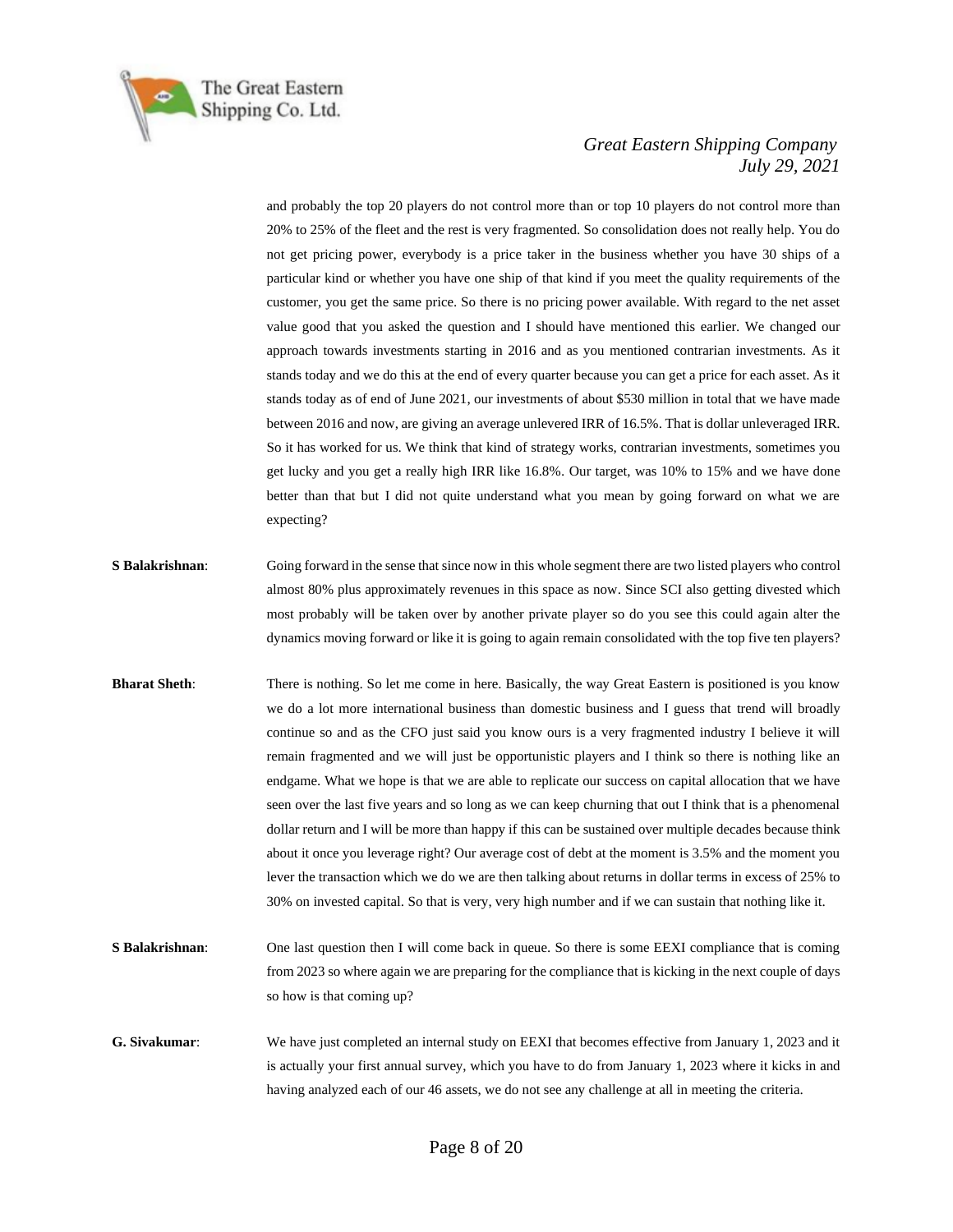and probably the top 20 players do not control more than or top 10 players do not control more than 20% to 25% of the fleet and the rest is very fragmented. So consolidation does not really help. You do not get pricing power, everybody is a price taker in the business whether you have 30 ships of a particular kind or whether you have one ship of that kind if you meet the quality requirements of the customer, you get the same price. So there is no pricing power available. With regard to the net asset value good that you asked the question and I should have mentioned this earlier. We changed our approach towards investments starting in 2016 and as you mentioned contrarian investments. As it stands today and we do this at the end of every quarter because you can get a price for each asset. As it stands today as of end of June 2021, our investments of about $530 million in total that we have made between 2016 and now, are giving an average unlevered IRR of 16.5%. That is dollar unleveraged IRR. So it has worked for us. We think that kind of strategy works, contrarian investments, sometimes you get lucky and you get a really high IRR like 16.8%. Our target, was 10% to 15% and we have done better than that but I did not quite understand what you mean by going forward on what we are expecting?

**S Balakrishnan**: Going forward in the sense that since now in this whole segment there are two listed players who control almost 80% plus approximately revenues in this space as now. Since SCI also getting divested which most probably will be taken over by another private player so do you see this could again alter the dynamics moving forward or like it is going to again remain consolidated with the top five ten players?

**Bharat Sheth**: There is nothing. So let me come in here. Basically, the way Great Eastern is positioned is you know we do a lot more international business than domestic business and I guess that trend will broadly continue so and as the CFO just said you know ours is a very fragmented industry I believe it will remain fragmented and we will just be opportunistic players and I think so there is nothing like an endgame. What we hope is that we are able to replicate our success on capital allocation that we have seen over the last five years and so long as we can keep churning that out I think that is a phenomenal dollar return and I will be more than happy if this can be sustained over multiple decades because think about it once you leverage right? Our average cost of debt at the moment is 3.5% and the moment you lever the transaction which we do we are then talking about returns in dollar terms in excess of 25% to 30% on invested capital. So that is very, very high number and if we can sustain that nothing like it.

**S Balakrishnan**: One last question then I will come back in queue. So there is some EEXI compliance that is coming from 2023 so where again we are preparing for the compliance that is kicking in the next couple of days so how is that coming up?

**G. Sivakumar**: We have just completed an internal study on EEXI that becomes effective from January 1, 2023 and it is actually your first annual survey, which you have to do from January 1, 2023 where it kicks in and having analyzed each of our 46 assets, we do not see any challenge at all in meeting the criteria.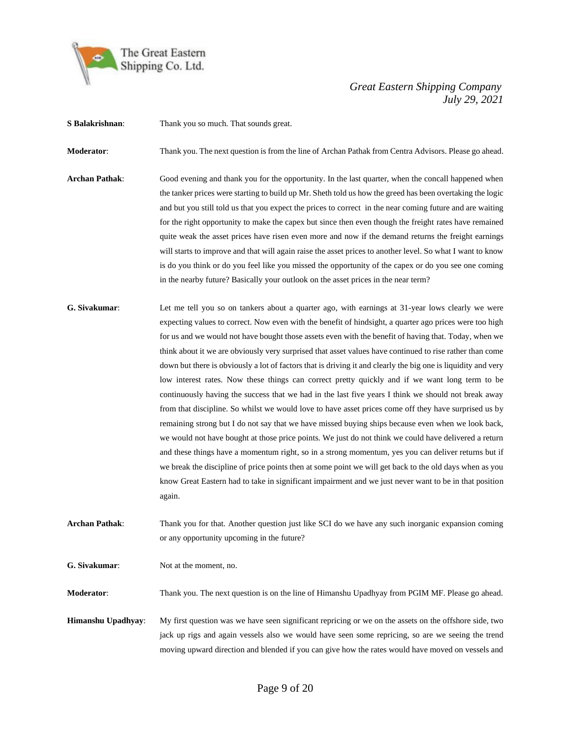**S Balakrishnan**: Thank you so much. That sounds great.

**Moderator**: Thank you. The next question is from the line of Archan Pathak from Centra Advisors. Please go ahead.

**Archan Pathak**: Good evening and thank you for the opportunity. In the last quarter, when the concall happened when the tanker prices were starting to build up Mr. Sheth told us how the greed has been overtaking the logic and but you still told us that you expect the prices to correct in the near coming future and are waiting for the right opportunity to make the capex but since then even though the freight rates have remained quite weak the asset prices have risen even more and now if the demand returns the freight earnings will starts to improve and that will again raise the asset prices to another level. So what I want to know is do you think or do you feel like you missed the opportunity of the capex or do you see one coming in the nearby future? Basically your outlook on the asset prices in the near term?

**G. Sivakumar**: Let me tell you so on tankers about a quarter ago, with earnings at 31-year lows clearly we were expecting values to correct. Now even with the benefit of hindsight, a quarter ago prices were too high for us and we would not have bought those assets even with the benefit of having that. Today, when we think about it we are obviously very surprised that asset values have continued to rise rather than come down but there is obviously a lot of factors that is driving it and clearly the big one is liquidity and very low interest rates. Now these things can correct pretty quickly and if we want long term to be continuously having the success that we had in the last five years I think we should not break away from that discipline. So whilst we would love to have asset prices come off they have surprised us by remaining strong but I do not say that we have missed buying ships because even when we look back, we would not have bought at those price points. We just do not think we could have delivered a return and these things have a momentum right, so in a strong momentum, yes you can deliver returns but if we break the discipline of price points then at some point we will get back to the old days when as you know Great Eastern had to take in significant impairment and we just never want to be in that position again.

**Archan Pathak**: Thank you for that. Another question just like SCI do we have any such inorganic expansion coming or any opportunity upcoming in the future?

**G. Sivakumar**: Not at the moment, no.

**Moderator**: Thank you. The next question is on the line of Himanshu Upadhyay from PGIM MF. Please go ahead.

**Himanshu Upadhyay**: My first question was we have seen significant repricing or we on the assets on the offshore side, two jack up rigs and again vessels also we would have seen some repricing, so are we seeing the trend moving upward direction and blended if you can give how the rates would have moved on vessels and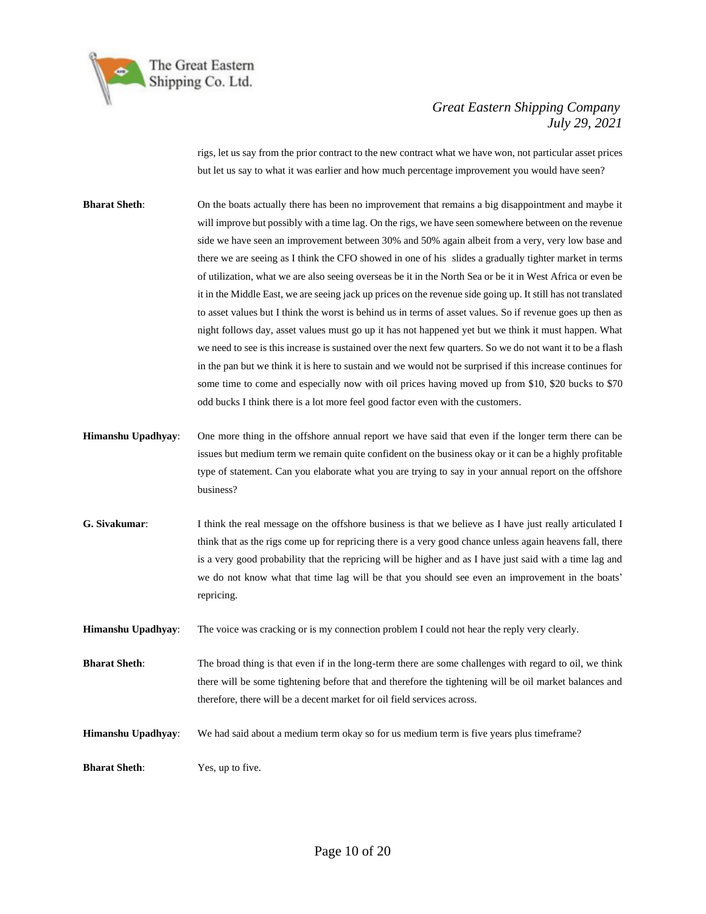rigs, let us say from the prior contract to the new contract what we have won, not particular asset prices but let us say to what it was earlier and how much percentage improvement you would have seen?

**Bharat Sheth**: On the boats actually there has been no improvement that remains a big disappointment and maybe it will improve but possibly with a time lag. On the rigs, we have seen somewhere between on the revenue side we have seen an improvement between 30% and 50% again albeit from a very, very low base and there we are seeing as I think the CFO showed in one of his slides a gradually tighter market in terms of utilization, what we are also seeing overseas be it in the North Sea or be it in West Africa or even be it in the Middle East, we are seeing jack up prices on the revenue side going up. It still has not translated to asset values but I think the worst is behind us in terms of asset values. So if revenue goes up then as night follows day, asset values must go up it has not happened yet but we think it must happen. What we need to see is this increase is sustained over the next few quarters. So we do not want it to be a flash in the pan but we think it is here to sustain and we would not be surprised if this increase continues for some time to come and especially now with oil prices having moved up from $10, $20 bucks to $70 odd bucks I think there is a lot more feel good factor even with the customers.

**Himanshu Upadhyay**: One more thing in the offshore annual report we have said that even if the longer term there can be issues but medium term we remain quite confident on the business okay or it can be a highly profitable type of statement. Can you elaborate what you are trying to say in your annual report on the offshore business?

**G. Sivakumar**: I think the real message on the offshore business is that we believe as I have just really articulated I think that as the rigs come up for repricing there is a very good chance unless again heavens fall, there is a very good probability that the repricing will be higher and as I have just said with a time lag and we do not know what that time lag will be that you should see even an improvement in the boats' repricing.

**Himanshu Upadhyay**: The voice was cracking or is my connection problem I could not hear the reply very clearly.

**Bharat Sheth**: The broad thing is that even if in the long-term there are some challenges with regard to oil, we think there will be some tightening before that and therefore the tightening will be oil market balances and therefore, there will be a decent market for oil field services across.

**Himanshu Upadhyay**: We had said about a medium term okay so for us medium term is five years plus timeframe?

**Bharat Sheth**: Yes, up to five.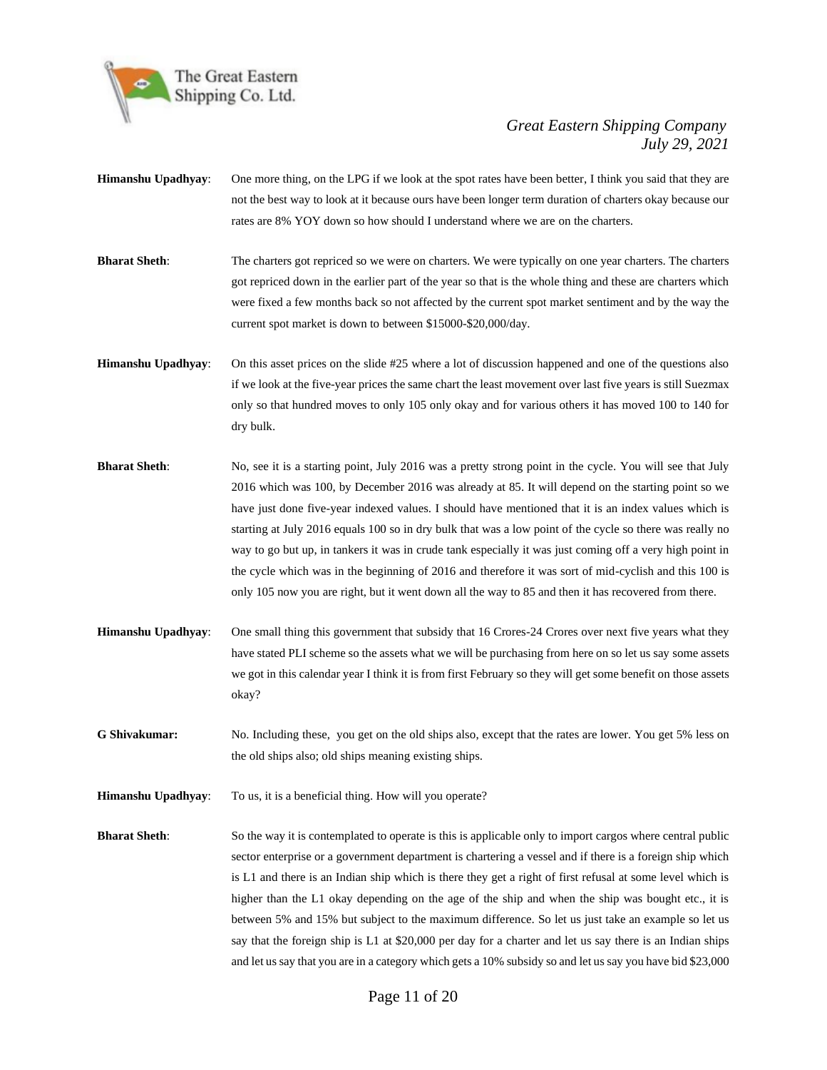**Himanshu Upadhyay**: One more thing, on the LPG if we look at the spot rates have been better, I think you said that they are not the best way to look at it because ours have been longer term duration of charters okay because our rates are 8% YOY down so how should I understand where we are on the charters.

**Bharat Sheth**: The charters got repriced so we were on charters. We were typically on one year charters. The charters got repriced down in the earlier part of the year so that is the whole thing and these are charters which were fixed a few months back so not affected by the current spot market sentiment and by the way the current spot market is down to between $15000-$20,000/day.

**Himanshu Upadhyay**: On this asset prices on the slide #25 where a lot of discussion happened and one of the questions also if we look at the five-year prices the same chart the least movement over last five years is still Suezmax only so that hundred moves to only 105 only okay and for various others it has moved 100 to 140 for dry bulk.

**Bharat Sheth**: No, see it is a starting point, July 2016 was a pretty strong point in the cycle. You will see that July 2016 which was 100, by December 2016 was already at 85. It will depend on the starting point so we have just done five-year indexed values. I should have mentioned that it is an index values which is starting at July 2016 equals 100 so in dry bulk that was a low point of the cycle so there was really no way to go but up, in tankers it was in crude tank especially it was just coming off a very high point in the cycle which was in the beginning of 2016 and therefore it was sort of mid-cyclish and this 100 is only 105 now you are right, but it went down all the way to 85 and then it has recovered from there.

**Himanshu Upadhyay**: One small thing this government that subsidy that 16 Crores-24 Crores over next five years what they have stated PLI scheme so the assets what we will be purchasing from here on so let us say some assets we got in this calendar year I think it is from first February so they will get some benefit on those assets okay?

**G Shivakumar:** No. Including these, you get on the old ships also, except that the rates are lower. You get 5% less on the old ships also; old ships meaning existing ships.

**Himanshu Upadhyay**: To us, it is a beneficial thing. How will you operate?

**Bharat Sheth**: So the way it is contemplated to operate is this is applicable only to import cargos where central public sector enterprise or a government department is chartering a vessel and if there is a foreign ship which is L1 and there is an Indian ship which is there they get a right of first refusal at some level which is higher than the L1 okay depending on the age of the ship and when the ship was bought etc., it is between 5% and 15% but subject to the maximum difference. So let us just take an example so let us say that the foreign ship is L1 at $20,000 per day for a charter and let us say there is an Indian ships and let us say that you are in a category which gets a 10% subsidy so and let us say you have bid $23,000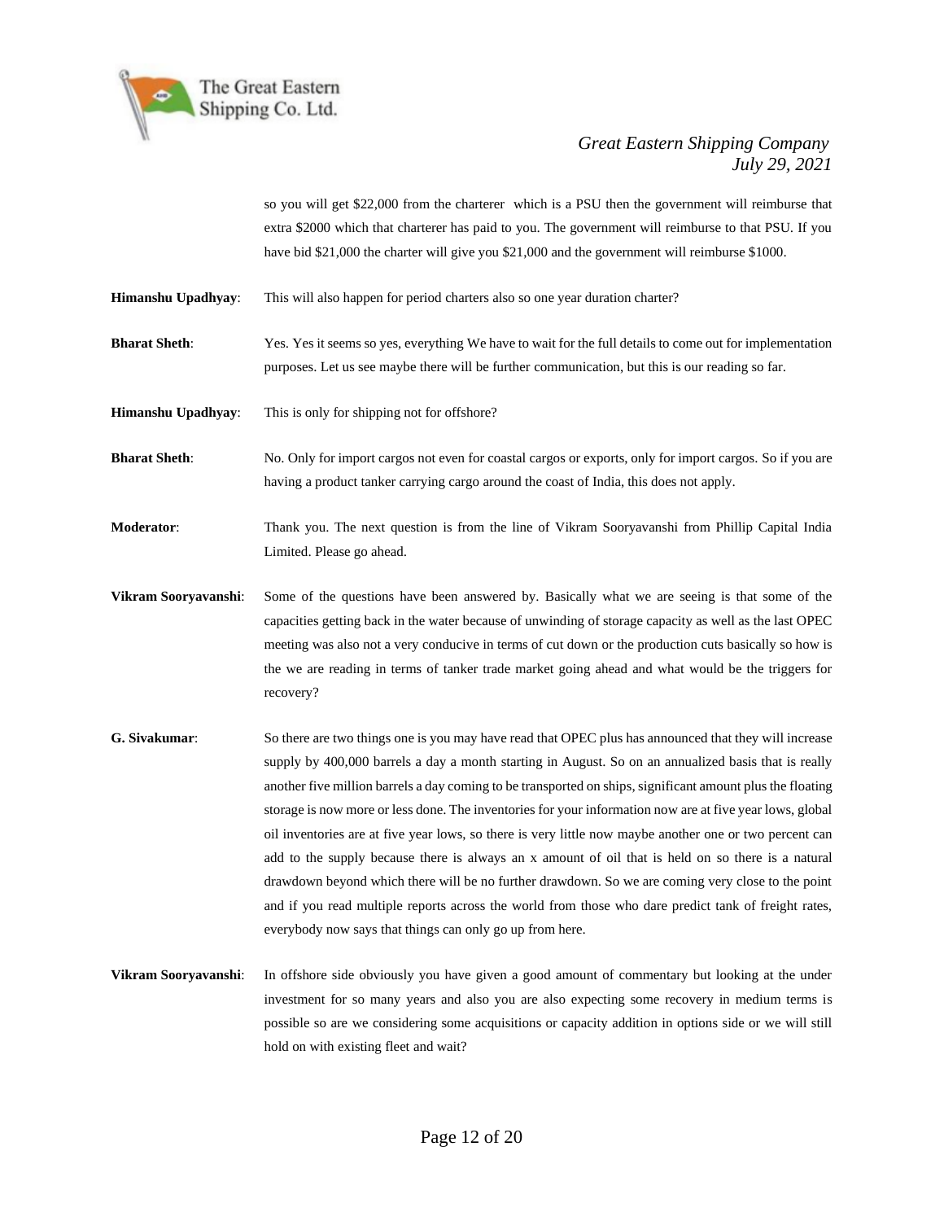so you will get $22,000 from the charterer which is a PSU then the government will reimburse that extra $2000 which that charterer has paid to you. The government will reimburse to that PSU. If you have bid $21,000 the charter will give you $21,000 and the government will reimburse $1000.

**Himanshu Upadhyay**: This will also happen for period charters also so one year duration charter?

**Bharat Sheth**: Yes. Yes it seems so yes, everything We have to wait for the full details to come out for implementation purposes. Let us see maybe there will be further communication, but this is our reading so far.

**Himanshu Upadhyay**: This is only for shipping not for offshore?

**Bharat Sheth**: No. Only for import cargos not even for coastal cargos or exports, only for import cargos. So if you are having a product tanker carrying cargo around the coast of India, this does not apply.

**Moderator**: Thank you. The next question is from the line of Vikram Sooryavanshi from Phillip Capital India Limited. Please go ahead.

**Vikram Sooryavanshi**: Some of the questions have been answered by. Basically what we are seeing is that some of the capacities getting back in the water because of unwinding of storage capacity as well as the last OPEC meeting was also not a very conducive in terms of cut down or the production cuts basically so how is the we are reading in terms of tanker trade market going ahead and what would be the triggers for recovery?

**G. Sivakumar**: So there are two things one is you may have read that OPEC plus has announced that they will increase supply by 400,000 barrels a day a month starting in August. So on an annualized basis that is really another five million barrels a day coming to be transported on ships, significant amount plus the floating storage is now more or less done. The inventories for your information now are at five year lows, global oil inventories are at five year lows, so there is very little now maybe another one or two percent can add to the supply because there is always an x amount of oil that is held on so there is a natural drawdown beyond which there will be no further drawdown. So we are coming very close to the point and if you read multiple reports across the world from those who dare predict tank of freight rates, everybody now says that things can only go up from here.

**Vikram Sooryavanshi**: In offshore side obviously you have given a good amount of commentary but looking at the under investment for so many years and also you are also expecting some recovery in medium terms is possible so are we considering some acquisitions or capacity addition in options side or we will still hold on with existing fleet and wait?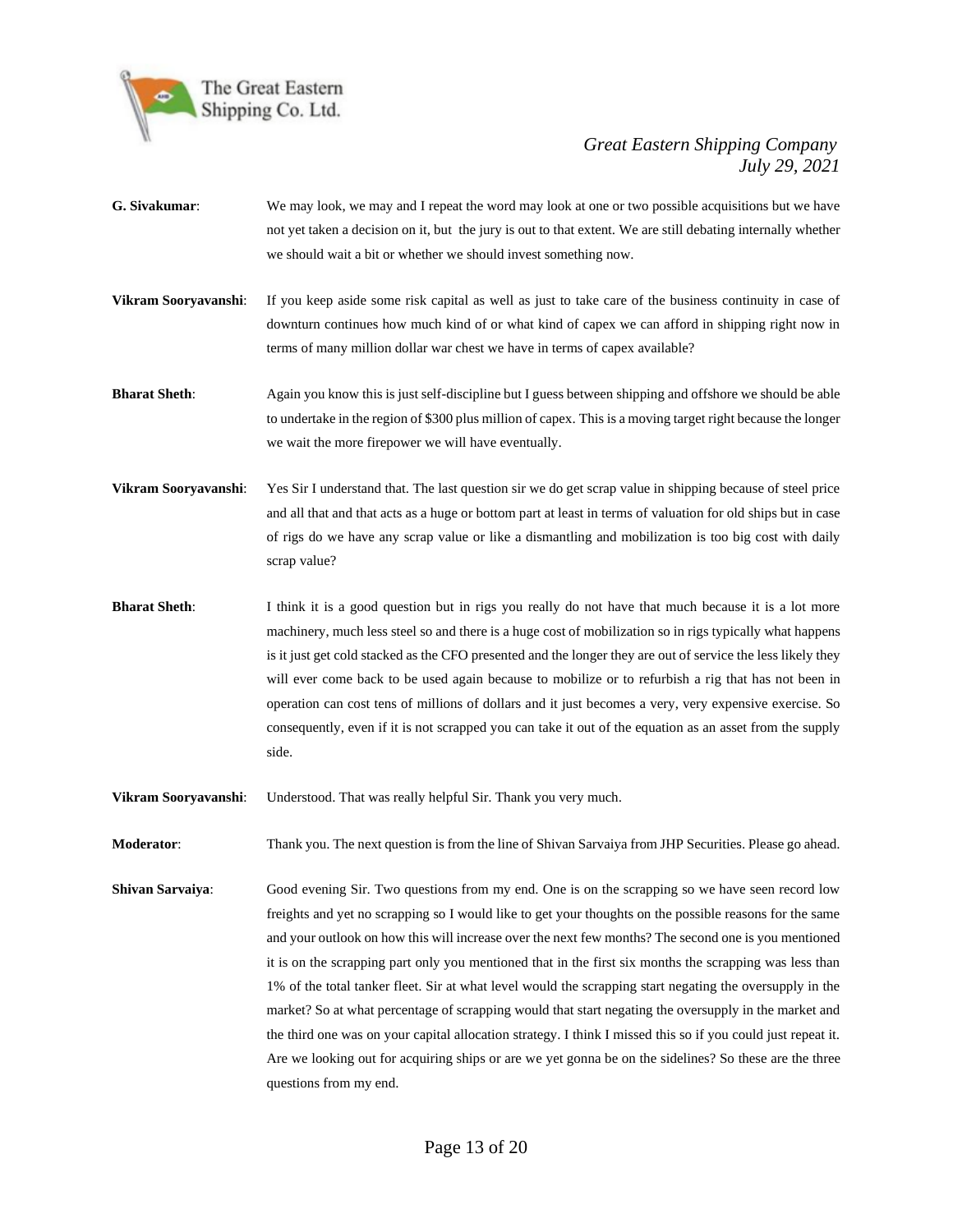**G. Sivakumar**: We may look, we may and I repeat the word may look at one or two possible acquisitions but we have not yet taken a decision on it, but the jury is out to that extent. We are still debating internally whether we should wait a bit or whether we should invest something now.

**Vikram Sooryavanshi**: If you keep aside some risk capital as well as just to take care of the business continuity in case of downturn continues how much kind of or what kind of capex we can afford in shipping right now in terms of many million dollar war chest we have in terms of capex available?

**Bharat Sheth**: Again you know this is just self-discipline but I guess between shipping and offshore we should be able to undertake in the region of $300 plus million of capex. This is a moving target right because the longer we wait the more firepower we will have eventually.

**Vikram Sooryavanshi**: Yes Sir I understand that. The last question sir we do get scrap value in shipping because of steel price and all that and that acts as a huge or bottom part at least in terms of valuation for old ships but in case of rigs do we have any scrap value or like a dismantling and mobilization is too big cost with daily scrap value?

**Bharat Sheth**: I think it is a good question but in rigs you really do not have that much because it is a lot more machinery, much less steel so and there is a huge cost of mobilization so in rigs typically what happens is it just get cold stacked as the CFO presented and the longer they are out of service the less likely they will ever come back to be used again because to mobilize or to refurbish a rig that has not been in operation can cost tens of millions of dollars and it just becomes a very, very expensive exercise. So consequently, even if it is not scrapped you can take it out of the equation as an asset from the supply side.

**Vikram Sooryavanshi**: Understood. That was really helpful Sir. Thank you very much.

**Moderator**: Thank you. The next question is from the line of Shivan Sarvaiya from JHP Securities. Please go ahead.

**Shivan Sarvaiya**: Good evening Sir. Two questions from my end. One is on the scrapping so we have seen record low freights and yet no scrapping so I would like to get your thoughts on the possible reasons for the same and your outlook on how this will increase over the next few months? The second one is you mentioned it is on the scrapping part only you mentioned that in the first six months the scrapping was less than 1% of the total tanker fleet. Sir at what level would the scrapping start negating the oversupply in the market? So at what percentage of scrapping would that start negating the oversupply in the market and the third one was on your capital allocation strategy. I think I missed this so if you could just repeat it. Are we looking out for acquiring ships or are we yet gonna be on the sidelines? So these are the three questions from my end.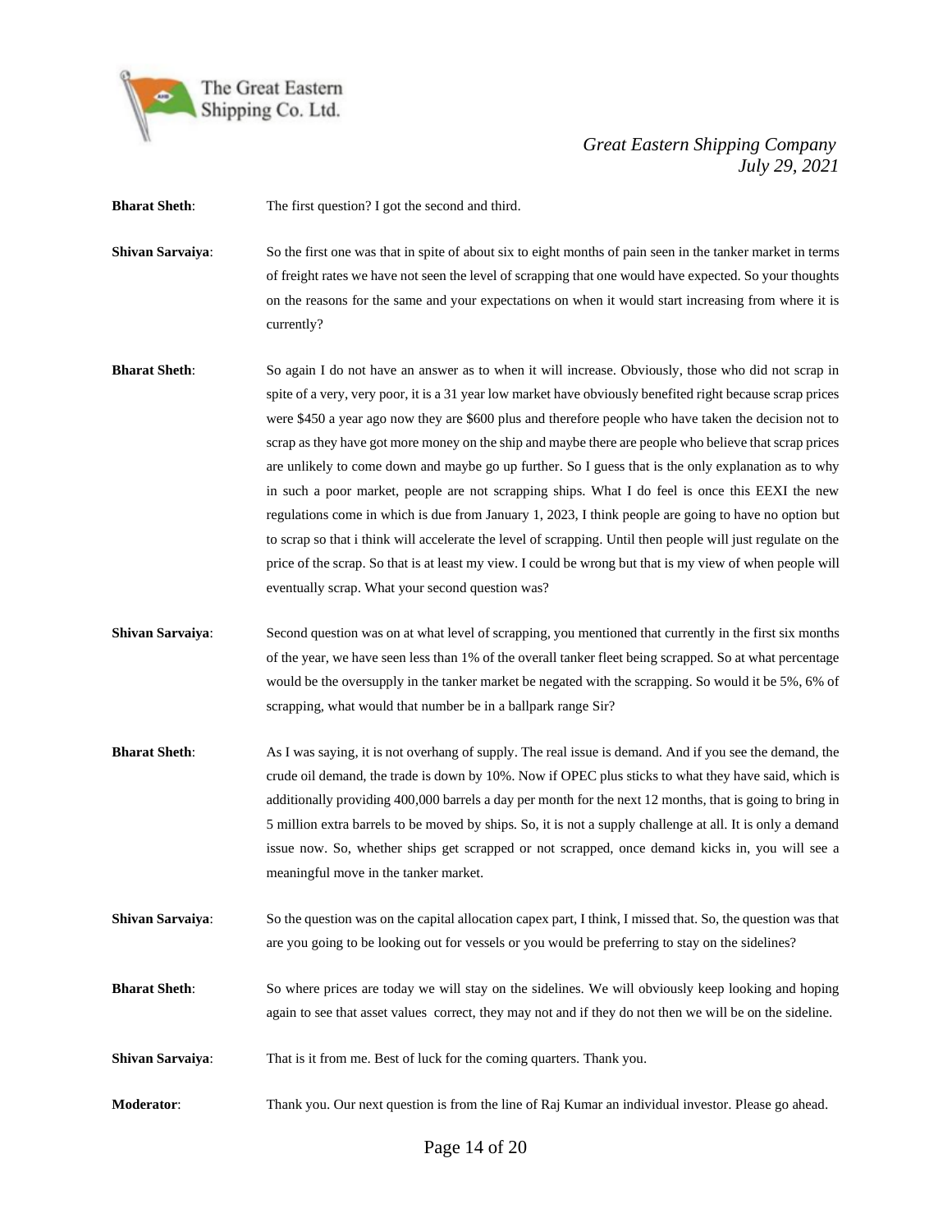**Bharat Sheth**: The first question? I got the second and third.

**Shivan Sarvaiya**: So the first one was that in spite of about six to eight months of pain seen in the tanker market in terms of freight rates we have not seen the level of scrapping that one would have expected. So your thoughts on the reasons for the same and your expectations on when it would start increasing from where it is currently?

**Bharat Sheth**: So again I do not have an answer as to when it will increase. Obviously, those who did not scrap in spite of a very, very poor, it is a 31 year low market have obviously benefited right because scrap prices were $450 a year ago now they are $600 plus and therefore people who have taken the decision not to scrap as they have got more money on the ship and maybe there are people who believe that scrap prices are unlikely to come down and maybe go up further. So I guess that is the only explanation as to why in such a poor market, people are not scrapping ships. What I do feel is once this EEXI the new regulations come in which is due from January 1, 2023, I think people are going to have no option but to scrap so that i think will accelerate the level of scrapping. Until then people will just regulate on the price of the scrap. So that is at least my view. I could be wrong but that is my view of when people will eventually scrap. What your second question was?

**Shivan Sarvaiya**: Second question was on at what level of scrapping, you mentioned that currently in the first six months of the year, we have seen less than 1% of the overall tanker fleet being scrapped. So at what percentage would be the oversupply in the tanker market be negated with the scrapping. So would it be 5%, 6% of scrapping, what would that number be in a ballpark range Sir?

**Bharat Sheth**: As I was saying, it is not overhang of supply. The real issue is demand. And if you see the demand, the crude oil demand, the trade is down by 10%. Now if OPEC plus sticks to what they have said, which is additionally providing 400,000 barrels a day per month for the next 12 months, that is going to bring in 5 million extra barrels to be moved by ships. So, it is not a supply challenge at all. It is only a demand issue now. So, whether ships get scrapped or not scrapped, once demand kicks in, you will see a meaningful move in the tanker market.

**Shivan Sarvaiya**: So the question was on the capital allocation capex part, I think, I missed that. So, the question was that are you going to be looking out for vessels or you would be preferring to stay on the sidelines?

**Bharat Sheth**: So where prices are today we will stay on the sidelines. We will obviously keep looking and hoping again to see that asset values correct, they may not and if they do not then we will be on the sideline.

**Shivan Sarvaiya**: That is it from me. Best of luck for the coming quarters. Thank you.

**Moderator**: Thank you. Our next question is from the line of Raj Kumar an individual investor. Please go ahead.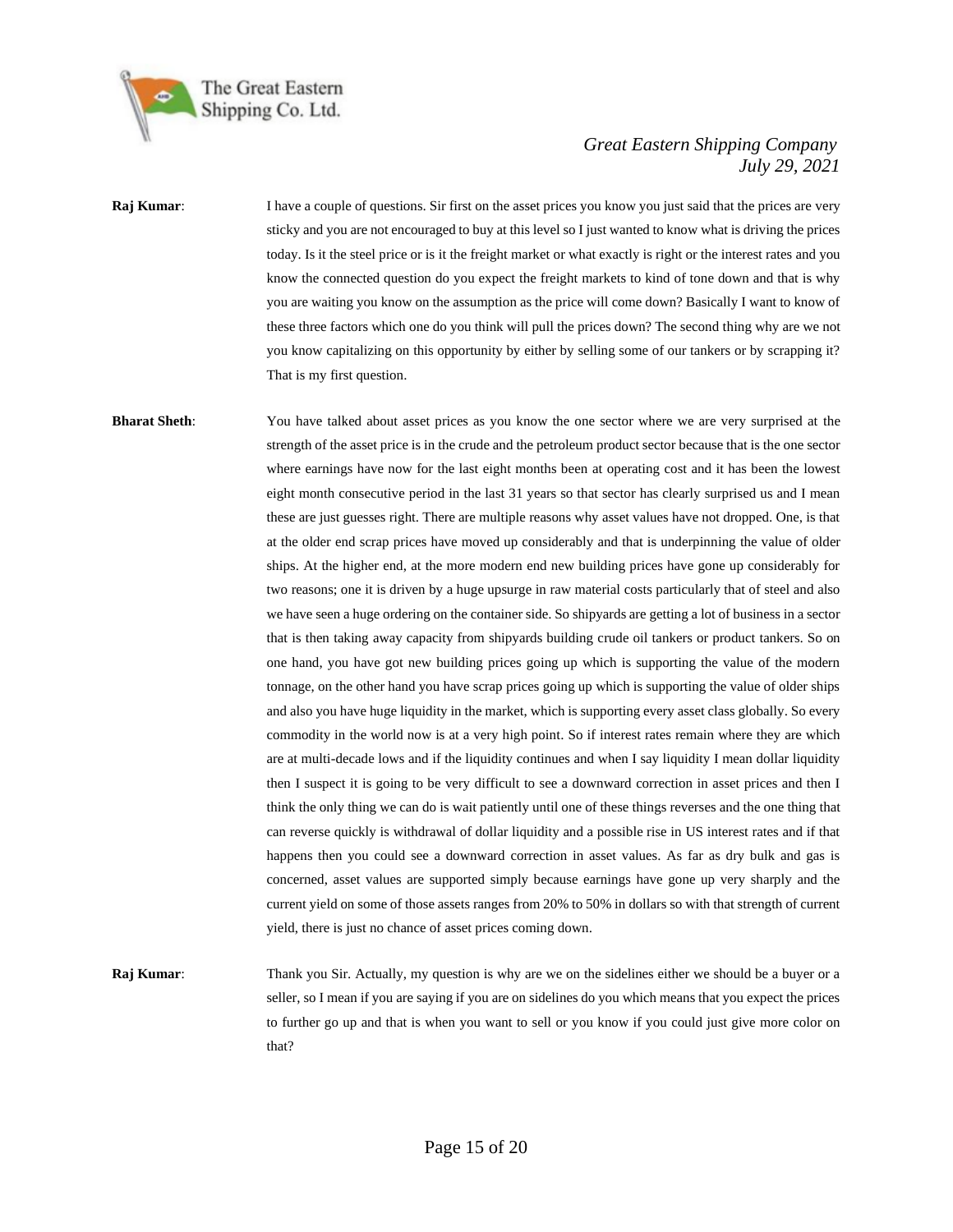**Raj Kumar**: I have a couple of questions. Sir first on the asset prices you know you just said that the prices are very sticky and you are not encouraged to buy at this level so I just wanted to know what is driving the prices today. Is it the steel price or is it the freight market or what exactly is right or the interest rates and you know the connected question do you expect the freight markets to kind of tone down and that is why you are waiting you know on the assumption as the price will come down? Basically I want to know of these three factors which one do you think will pull the prices down? The second thing why are we not you know capitalizing on this opportunity by either by selling some of our tankers or by scrapping it? That is my first question.

**Bharat Sheth**: You have talked about asset prices as you know the one sector where we are very surprised at the strength of the asset price is in the crude and the petroleum product sector because that is the one sector where earnings have now for the last eight months been at operating cost and it has been the lowest eight month consecutive period in the last 31 years so that sector has clearly surprised us and I mean these are just guesses right. There are multiple reasons why asset values have not dropped. One, is that at the older end scrap prices have moved up considerably and that is underpinning the value of older ships. At the higher end, at the more modern end new building prices have gone up considerably for two reasons; one it is driven by a huge upsurge in raw material costs particularly that of steel and also we have seen a huge ordering on the container side. So shipyards are getting a lot of business in a sector that is then taking away capacity from shipyards building crude oil tankers or product tankers. So on one hand, you have got new building prices going up which is supporting the value of the modern tonnage, on the other hand you have scrap prices going up which is supporting the value of older ships and also you have huge liquidity in the market, which is supporting every asset class globally. So every commodity in the world now is at a very high point. So if interest rates remain where they are which are at multi-decade lows and if the liquidity continues and when I say liquidity I mean dollar liquidity then I suspect it is going to be very difficult to see a downward correction in asset prices and then I think the only thing we can do is wait patiently until one of these things reverses and the one thing that can reverse quickly is withdrawal of dollar liquidity and a possible rise in US interest rates and if that happens then you could see a downward correction in asset values. As far as dry bulk and gas is concerned, asset values are supported simply because earnings have gone up very sharply and the current yield on some of those assets ranges from 20% to 50% in dollars so with that strength of current yield, there is just no chance of asset prices coming down.

**Raj Kumar**: Thank you Sir. Actually, my question is why are we on the sidelines either we should be a buyer or a seller, so I mean if you are saying if you are on sidelines do you which means that you expect the prices to further go up and that is when you want to sell or you know if you could just give more color on that?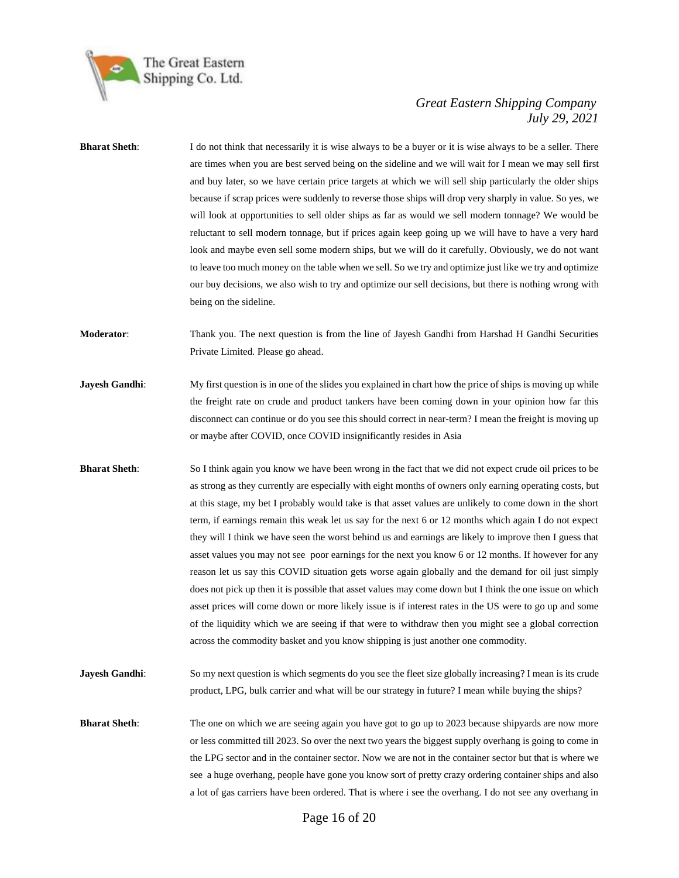**Bharat Sheth**: I do not think that necessarily it is wise always to be a buyer or it is wise always to be a seller. There are times when you are best served being on the sideline and we will wait for I mean we may sell first and buy later, so we have certain price targets at which we will sell ship particularly the older ships because if scrap prices were suddenly to reverse those ships will drop very sharply in value. So yes, we will look at opportunities to sell older ships as far as would we sell modern tonnage? We would be reluctant to sell modern tonnage, but if prices again keep going up we will have to have a very hard look and maybe even sell some modern ships, but we will do it carefully. Obviously, we do not want to leave too much money on the table when we sell. So we try and optimize just like we try and optimize our buy decisions, we also wish to try and optimize our sell decisions, but there is nothing wrong with being on the sideline.

**Moderator**: Thank you. The next question is from the line of Jayesh Gandhi from Harshad H Gandhi Securities Private Limited. Please go ahead.

**Jayesh Gandhi**: My first question is in one of the slides you explained in chart how the price of ships is moving up while the freight rate on crude and product tankers have been coming down in your opinion how far this disconnect can continue or do you see this should correct in near-term? I mean the freight is moving up or maybe after COVID, once COVID insignificantly resides in Asia

**Bharat Sheth**: So I think again you know we have been wrong in the fact that we did not expect crude oil prices to be as strong as they currently are especially with eight months of owners only earning operating costs, but at this stage, my bet I probably would take is that asset values are unlikely to come down in the short term, if earnings remain this weak let us say for the next 6 or 12 months which again I do not expect they will I think we have seen the worst behind us and earnings are likely to improve then I guess that asset values you may not see poor earnings for the next you know 6 or 12 months. If however for any reason let us say this COVID situation gets worse again globally and the demand for oil just simply does not pick up then it is possible that asset values may come down but I think the one issue on which asset prices will come down or more likely issue is if interest rates in the US were to go up and some of the liquidity which we are seeing if that were to withdraw then you might see a global correction across the commodity basket and you know shipping is just another one commodity.

**Jayesh Gandhi**: So my next question is which segments do you see the fleet size globally increasing? I mean is its crude product, LPG, bulk carrier and what will be our strategy in future? I mean while buying the ships?

**Bharat Sheth**: The one on which we are seeing again you have got to go up to 2023 because shipyards are now more or less committed till 2023. So over the next two years the biggest supply overhang is going to come in the LPG sector and in the container sector. Now we are not in the container sector but that is where we see a huge overhang, people have gone you know sort of pretty crazy ordering container ships and also a lot of gas carriers have been ordered. That is where i see the overhang. I do not see any overhang in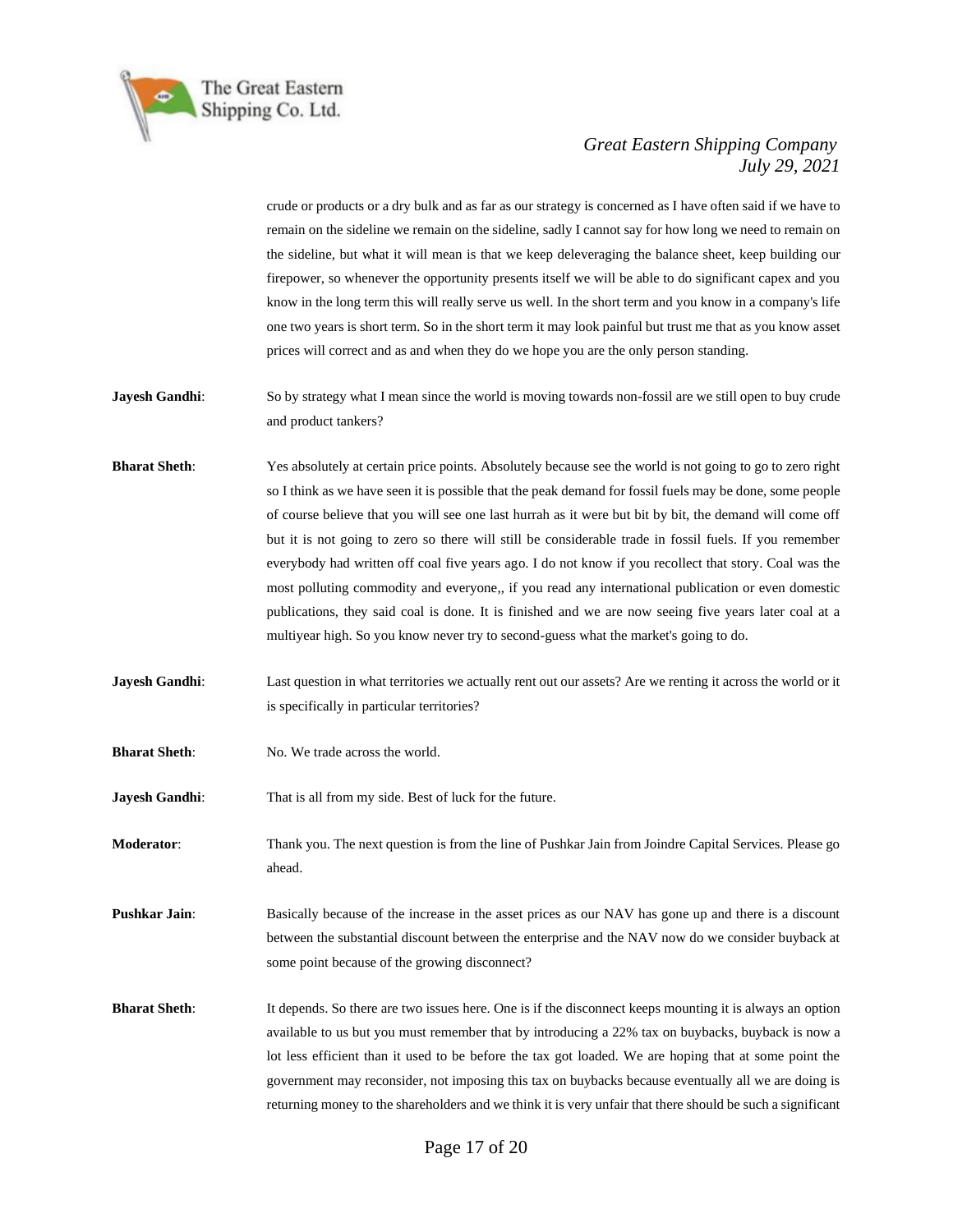crude or products or a dry bulk and as far as our strategy is concerned as I have often said if we have to remain on the sideline we remain on the sideline, sadly I cannot say for how long we need to remain on the sideline, but what it will mean is that we keep deleveraging the balance sheet, keep building our firepower, so whenever the opportunity presents itself we will be able to do significant capex and you know in the long term this will really serve us well. In the short term and you know in a company's life one two years is short term. So in the short term it may look painful but trust me that as you know asset prices will correct and as and when they do we hope you are the only person standing.

**Jayesh Gandhi**: So by strategy what I mean since the world is moving towards non-fossil are we still open to buy crude and product tankers?

**Bharat Sheth**: Yes absolutely at certain price points. Absolutely because see the world is not going to go to zero right so I think as we have seen it is possible that the peak demand for fossil fuels may be done, some people of course believe that you will see one last hurrah as it were but bit by bit, the demand will come off but it is not going to zero so there will still be considerable trade in fossil fuels. If you remember everybody had written off coal five years ago. I do not know if you recollect that story. Coal was the most polluting commodity and everyone,, if you read any international publication or even domestic publications, they said coal is done. It is finished and we are now seeing five years later coal at a multiyear high. So you know never try to second-guess what the market's going to do.

**Jayesh Gandhi**: Last question in what territories we actually rent out our assets? Are we renting it across the world or it is specifically in particular territories?

**Bharat Sheth**: No. We trade across the world.

**Jayesh Gandhi**: That is all from my side. Best of luck for the future.

**Moderator**: Thank you. The next question is from the line of Pushkar Jain from Joindre Capital Services. Please go ahead.

**Pushkar Jain**: Basically because of the increase in the asset prices as our NAV has gone up and there is a discount between the substantial discount between the enterprise and the NAV now do we consider buyback at some point because of the growing disconnect?

**Bharat Sheth**: It depends. So there are two issues here. One is if the disconnect keeps mounting it is always an option available to us but you must remember that by introducing a 22% tax on buybacks, buyback is now a lot less efficient than it used to be before the tax got loaded. We are hoping that at some point the government may reconsider, not imposing this tax on buybacks because eventually all we are doing is returning money to the shareholders and we think it is very unfair that there should be such a significant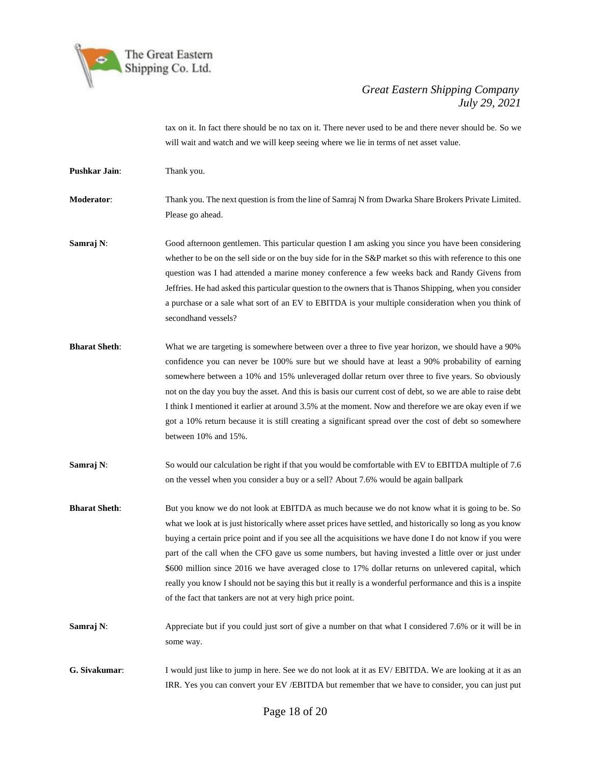tax on it. In fact there should be no tax on it. There never used to be and there never should be. So we will wait and watch and we will keep seeing where we lie in terms of net asset value.

**Pushkar Jain**: Thank you.

**Moderator**: Thank you. The next question is from the line of Samraj N from Dwarka Share Brokers Private Limited. Please go ahead.

**Samraj N**: Good afternoon gentlemen. This particular question I am asking you since you have been considering whether to be on the sell side or on the buy side for in the S&P market so this with reference to this one question was I had attended a marine money conference a few weeks back and Randy Givens from Jeffries. He had asked this particular question to the owners that is Thanos Shipping, when you consider a purchase or a sale what sort of an EV to EBITDA is your multiple consideration when you think of secondhand vessels?

**Bharat Sheth**: What we are targeting is somewhere between over a three to five year horizon, we should have a 90% confidence you can never be 100% sure but we should have at least a 90% probability of earning somewhere between a 10% and 15% unleveraged dollar return over three to five years. So obviously not on the day you buy the asset. And this is basis our current cost of debt, so we are able to raise debt I think I mentioned it earlier at around 3.5% at the moment. Now and therefore we are okay even if we got a 10% return because it is still creating a significant spread over the cost of debt so somewhere between 10% and 15%.

**Samraj N**: So would our calculation be right if that you would be comfortable with EV to EBITDA multiple of 7.6 on the vessel when you consider a buy or a sell? About 7.6% would be again ballpark

**Bharat Sheth**: But you know we do not look at EBITDA as much because we do not know what it is going to be. So what we look at is just historically where asset prices have settled, and historically so long as you know buying a certain price point and if you see all the acquisitions we have done I do not know if you were part of the call when the CFO gave us some numbers, but having invested a little over or just under $600 million since 2016 we have averaged close to 17% dollar returns on unlevered capital, which really you know I should not be saying this but it really is a wonderful performance and this is a inspite of the fact that tankers are not at very high price point.

**Samraj N**: Appreciate but if you could just sort of give a number on that what I considered 7.6% or it will be in some way.

**G. Sivakumar**: I would just like to jump in here. See we do not look at it as EV/ EBITDA. We are looking at it as an IRR. Yes you can convert your EV /EBITDA but remember that we have to consider, you can just put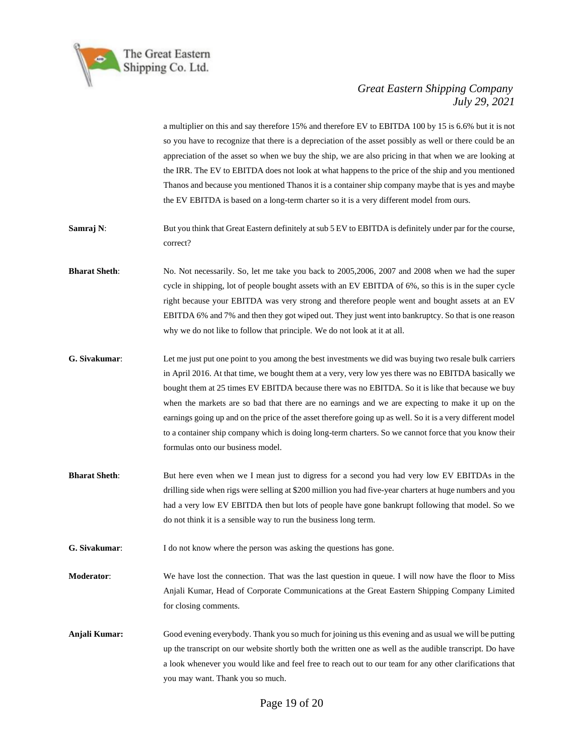a multiplier on this and say therefore 15% and therefore EV to EBITDA 100 by 15 is 6.6% but it is not so you have to recognize that there is a depreciation of the asset possibly as well or there could be an appreciation of the asset so when we buy the ship, we are also pricing in that when we are looking at the IRR. The EV to EBITDA does not look at what happens to the price of the ship and you mentioned Thanos and because you mentioned Thanos it is a container ship company maybe that is yes and maybe the EV EBITDA is based on a long-term charter so it is a very different model from ours.

**Samraj N**: But you think that Great Eastern definitely at sub 5 EV to EBITDA is definitely under par for the course, correct?

**Bharat Sheth**: No. Not necessarily. So, let me take you back to 2005,2006, 2007 and 2008 when we had the super cycle in shipping, lot of people bought assets with an EV EBITDA of 6%, so this is in the super cycle right because your EBITDA was very strong and therefore people went and bought assets at an EV EBITDA 6% and 7% and then they got wiped out. They just went into bankruptcy. So that is one reason why we do not like to follow that principle. We do not look at it at all.

**G. Sivakumar**: Let me just put one point to you among the best investments we did was buying two resale bulk carriers in April 2016. At that time, we bought them at a very, very low yes there was no EBITDA basically we bought them at 25 times EV EBITDA because there was no EBITDA. So it is like that because we buy when the markets are so bad that there are no earnings and we are expecting to make it up on the earnings going up and on the price of the asset therefore going up as well. So it is a very different model to a container ship company which is doing long-term charters. So we cannot force that you know their formulas onto our business model.

**Bharat Sheth**: But here even when we I mean just to digress for a second you had very low EV EBITDAs in the drilling side when rigs were selling at $200 million you had five-year charters at huge numbers and you had a very low EV EBITDA then but lots of people have gone bankrupt following that model. So we do not think it is a sensible way to run the business long term.

**G. Sivakumar**: I do not know where the person was asking the questions has gone.

**Moderator**: We have lost the connection. That was the last question in queue. I will now have the floor to Miss Anjali Kumar, Head of Corporate Communications at the Great Eastern Shipping Company Limited for closing comments.

**Anjali Kumar:** Good evening everybody. Thank you so much for joining us this evening and as usual we will be putting up the transcript on our website shortly both the written one as well as the audible transcript. Do have a look whenever you would like and feel free to reach out to our team for any other clarifications that you may want. Thank you so much.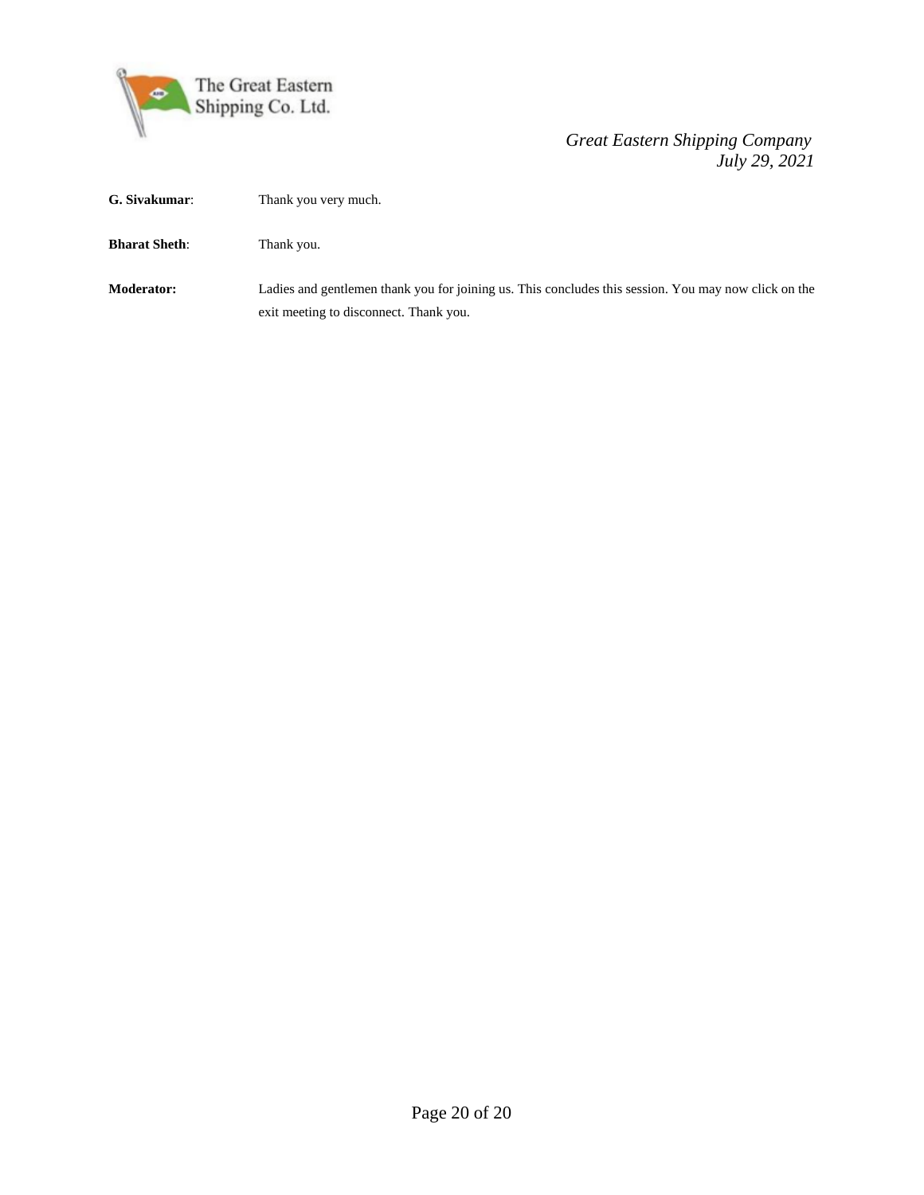**G. Sivakumar**: Thank you very much.

**Bharat Sheth**: Thank you.

**Moderator:** Ladies and gentlemen thank you for joining us. This concludes this session. You may now click on the exit meeting to disconnect. Thank you.